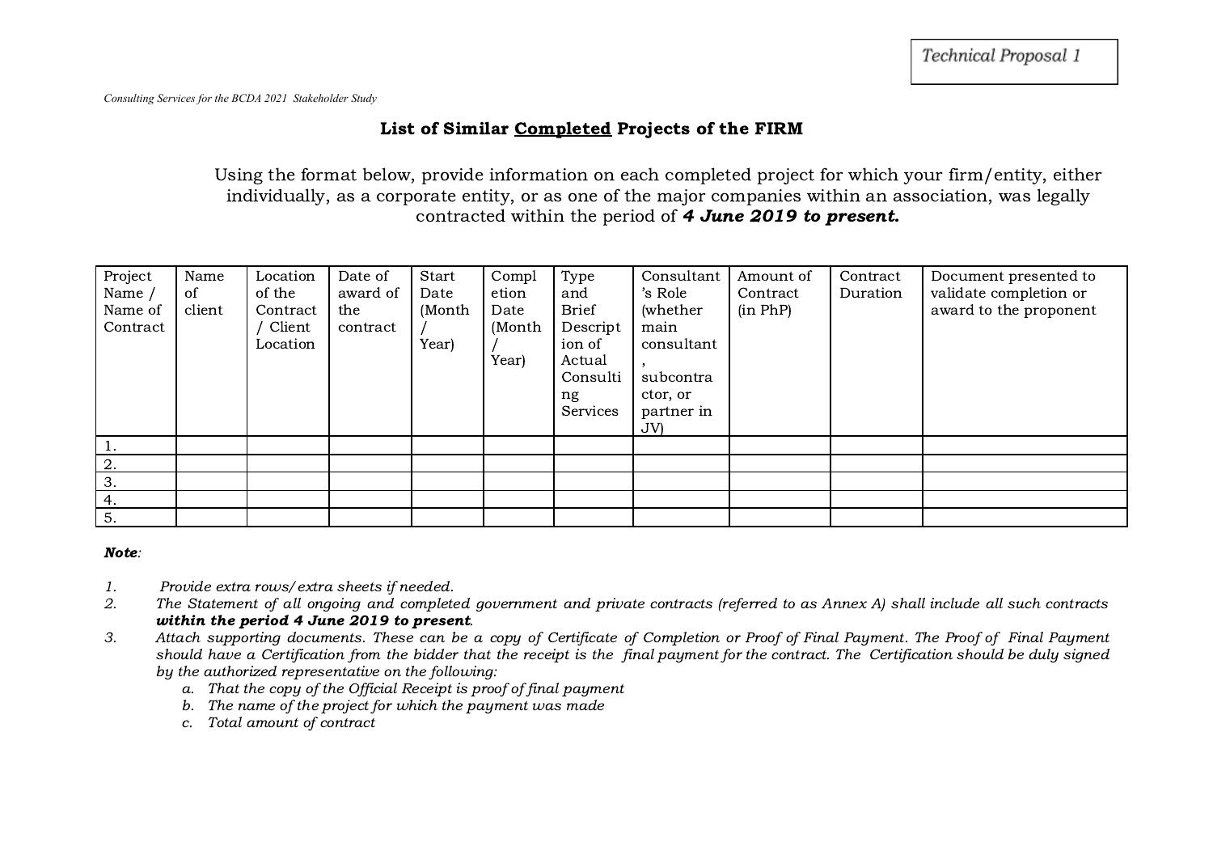Technical Proposal 1

*Consulting Services for the BCDA 2021 Stakeholder Study*

## List of Similar <u>Completed</u> Projects of the FIRM

Using the format below, provide information on each completed project for which your firm/entity, either individually, as a corporate entity, or as one of the major companies within an association, was legally contracted within the period of ***4 June 2019 to present.***

| Project Name / Name of Contract | Name of client | Location of the Contract / Client Location | Date of award of the contract | Start Date (Month / Year) | Completion Date (Month / Year) | Type and Brief Description of Actual Consulting Services | Consultant's Role (whether main consultant, subcontractor, or partner in JV) | Amount of Contract (in PhP) | Contract Duration | Document presented to validate completion or award to the proponent |
|---|---|---|---|---|---|---|---|---|---|---|
| 1. | | | | | | | | | | |
| 2. | | | | | | | | | | |
| 3. | | | | | | | | | | |
| 4. | | | | | | | | | | |
| 5. | | | | | | | | | | |

***Note****:*

1. *Provide extra rows/extra sheets if needed.*
2. *The Statement of all ongoing and completed government and private contracts (referred to as Annex A) shall include all such contracts* ***within the period 4 June 2019 to present****.*
3. *Attach supporting documents. These can be a copy of Certificate of Completion or Proof of Final Payment. The Proof of Final Payment should have a Certification from the bidder that the receipt is the final payment for the contract. The Certification should be duly signed by the authorized representative on the following:*
    a. *That the copy of the Official Receipt is proof of final payment*
    b. *The name of the project for which the payment was made*
    c. *Total amount of contract*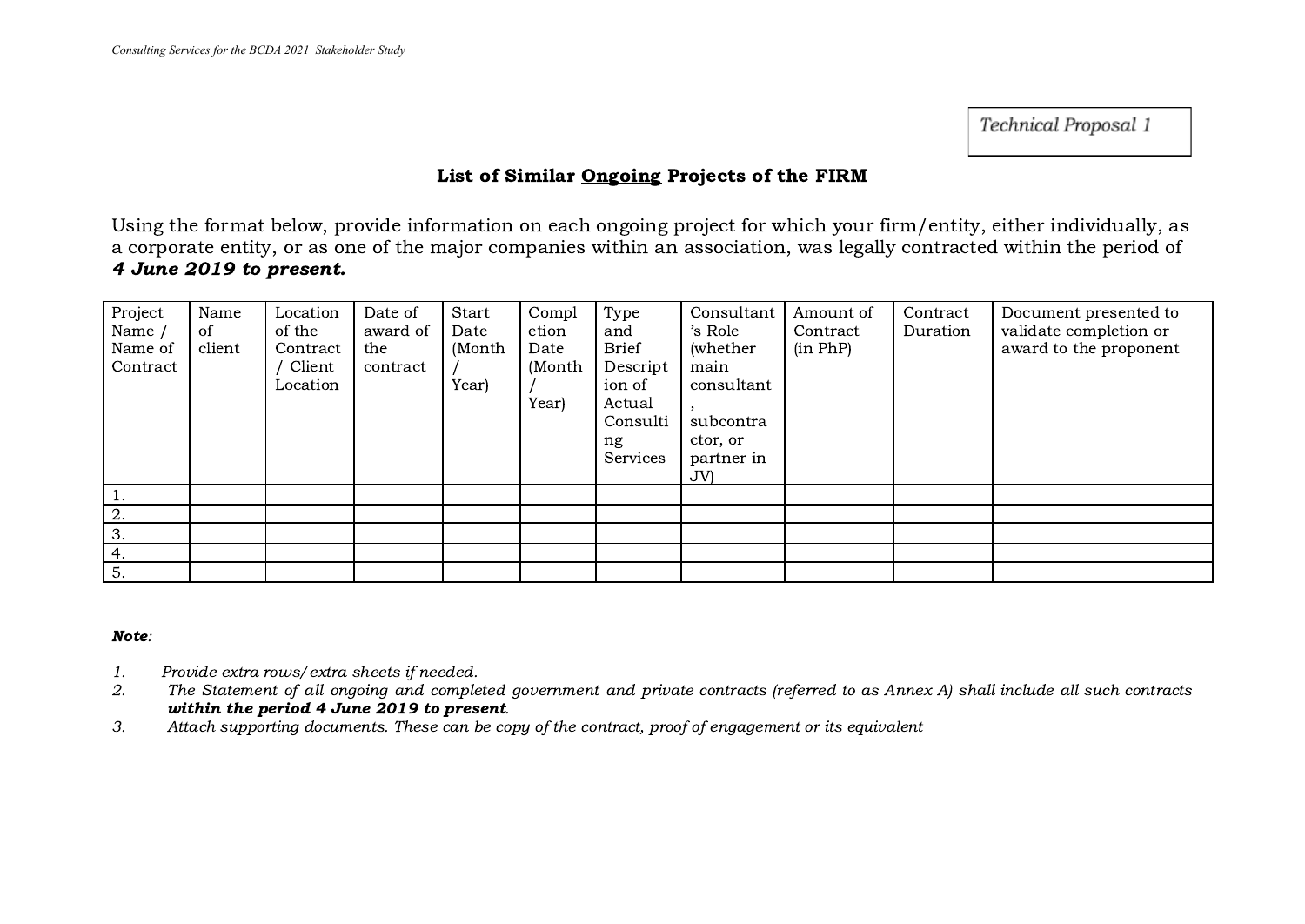Technical Proposal 1

## List of Similar <u>Ongoing</u> Projects of the FIRM

Using the format below, provide information on each ongoing project for which your firm/entity, either individually, as a corporate entity, or as one of the major companies within an association, was legally contracted within the period of ***4 June 2019 to present.***

| Project Name / Name of Contract | Name of client | Location of the Contract / Client Location | Date of award of the contract | Start Date (Month / Year) | Completion Date (Month / Year) | Type and Brief Description of Actual Consulting Services | Consultant's Role (whether main consultant, subcontractor, or partner in JV) | Amount of Contract (in PhP) | Contract Duration | Document presented to validate completion or award to the proponent |
|---|---|---|---|---|---|---|---|---|---|---|
| 1. | | | | | | | | | | |
| 2. | | | | | | | | | | |
| 3. | | | | | | | | | | |
| 4. | | | | | | | | | | |
| 5. | | | | | | | | | | |

***Note***:

1. *Provide extra rows/extra sheets if needed.*
2. *The Statement of all ongoing and completed government and private contracts (referred to as Annex A) shall include all such contracts **within the period 4 June 2019 to present**.*
3. *Attach supporting documents. These can be copy of the contract, proof of engagement or its equivalent*